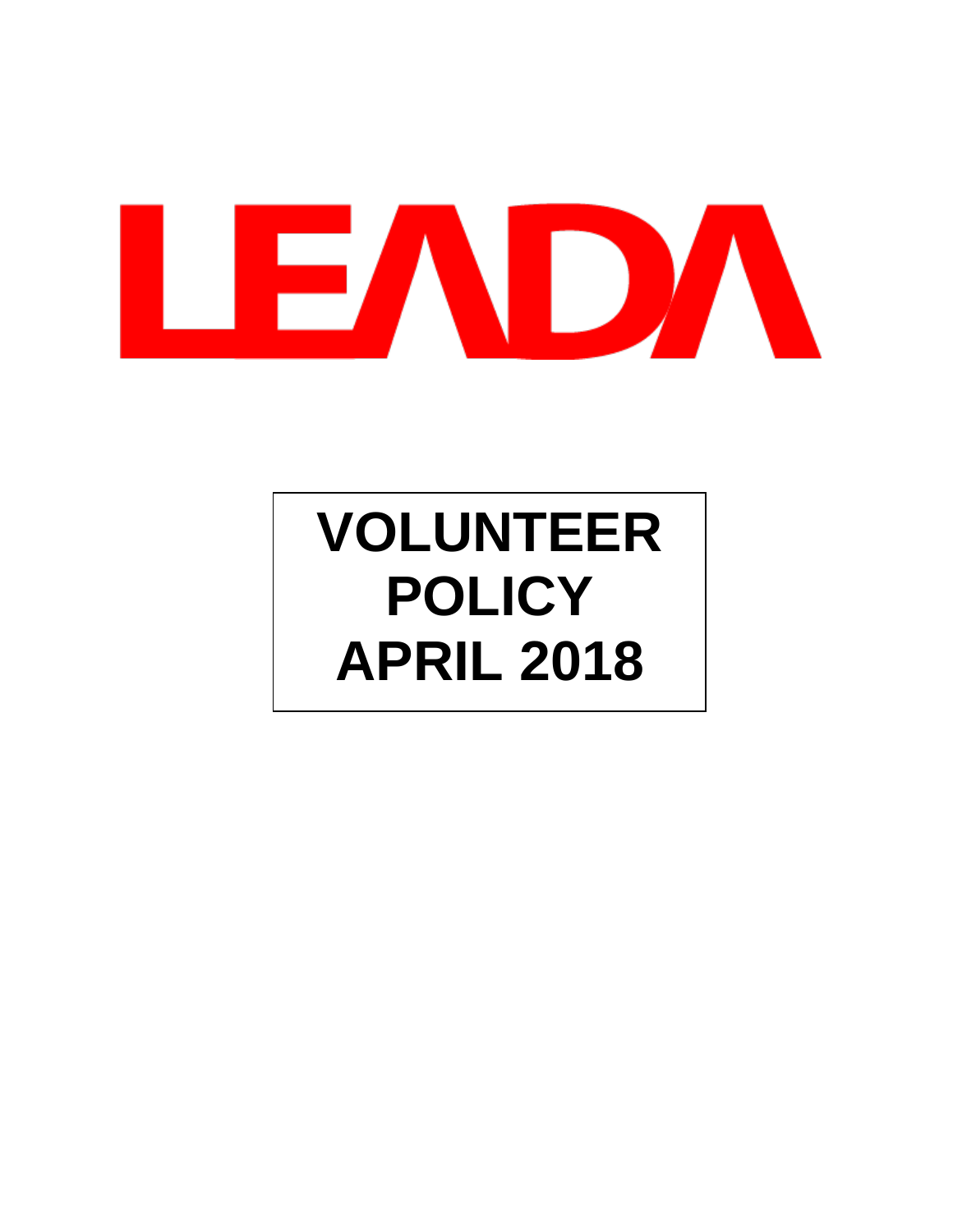LEADA

# VOLUNTEER POLICY APRIL 2018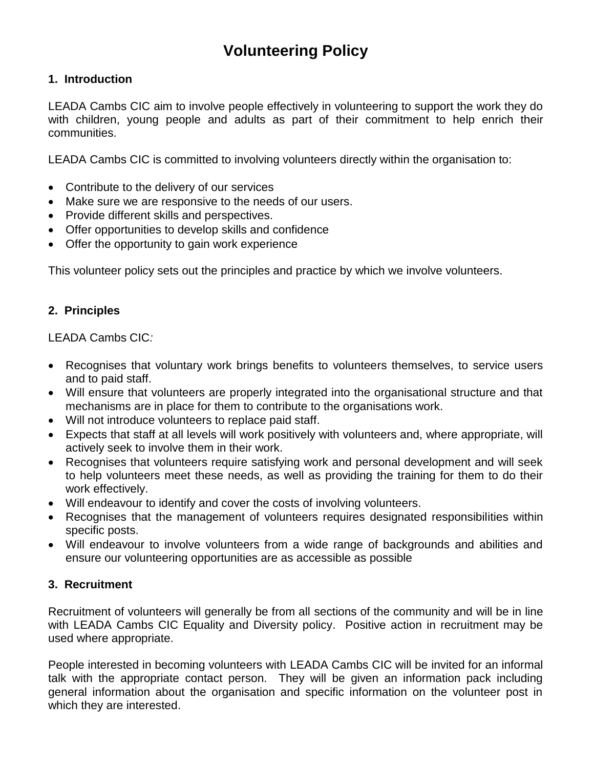# Volunteering Policy

### 1. Introduction

LEADA Cambs CIC aim to involve people effectively in volunteering to support the work they do with children, young people and adults as part of their commitment to help enrich their communities.

LEADA Cambs CIC is committed to involving volunteers directly within the organisation to:

- Contribute to the delivery of our services
- Make sure we are responsive to the needs of our users.
- Provide different skills and perspectives.
- Offer opportunities to develop skills and confidence
- Offer the opportunity to gain work experience

This volunteer policy sets out the principles and practice by which we involve volunteers.

### 2. Principles

LEADA Cambs CIC*:*

- Recognises that voluntary work brings benefits to volunteers themselves, to service users and to paid staff.
- Will ensure that volunteers are properly integrated into the organisational structure and that mechanisms are in place for them to contribute to the organisations work.
- Will not introduce volunteers to replace paid staff.
- Expects that staff at all levels will work positively with volunteers and, where appropriate, will actively seek to involve them in their work.
- Recognises that volunteers require satisfying work and personal development and will seek to help volunteers meet these needs, as well as providing the training for them to do their work effectively.
- Will endeavour to identify and cover the costs of involving volunteers.
- Recognises that the management of volunteers requires designated responsibilities within specific posts.
- Will endeavour to involve volunteers from a wide range of backgrounds and abilities and ensure our volunteering opportunities are as accessible as possible

### 3. Recruitment

Recruitment of volunteers will generally be from all sections of the community and will be in line with LEADA Cambs CIC Equality and Diversity policy. Positive action in recruitment may be used where appropriate.

People interested in becoming volunteers with LEADA Cambs CIC will be invited for an informal talk with the appropriate contact person. They will be given an information pack including general information about the organisation and specific information on the volunteer post in which they are interested.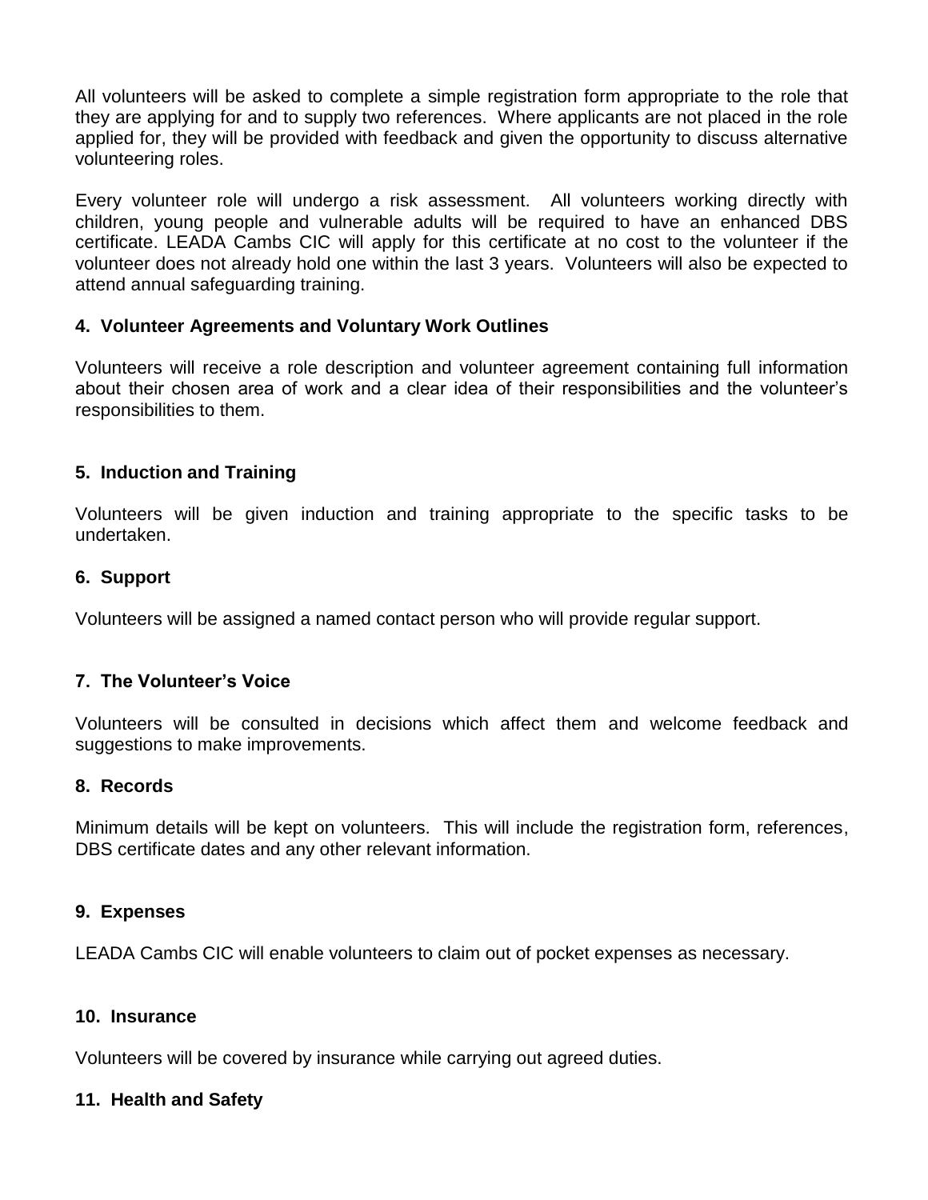All volunteers will be asked to complete a simple registration form appropriate to the role that they are applying for and to supply two references. Where applicants are not placed in the role applied for, they will be provided with feedback and given the opportunity to discuss alternative volunteering roles.

Every volunteer role will undergo a risk assessment. All volunteers working directly with children, young people and vulnerable adults will be required to have an enhanced DBS certificate. LEADA Cambs CIC will apply for this certificate at no cost to the volunteer if the volunteer does not already hold one within the last 3 years. Volunteers will also be expected to attend annual safeguarding training.

#### 4. Volunteer Agreements and Voluntary Work Outlines

Volunteers will receive a role description and volunteer agreement containing full information about their chosen area of work and a clear idea of their responsibilities and the volunteer's responsibilities to them.

#### 5. Induction and Training

Volunteers will be given induction and training appropriate to the specific tasks to be undertaken.

#### 6. Support

Volunteers will be assigned a named contact person who will provide regular support.

#### 7. The Volunteer's Voice

Volunteers will be consulted in decisions which affect them and welcome feedback and suggestions to make improvements.

#### 8. Records

Minimum details will be kept on volunteers. This will include the registration form, references, DBS certificate dates and any other relevant information.

#### 9. Expenses

LEADA Cambs CIC will enable volunteers to claim out of pocket expenses as necessary.

#### 10. Insurance

Volunteers will be covered by insurance while carrying out agreed duties.

#### 11. Health and Safety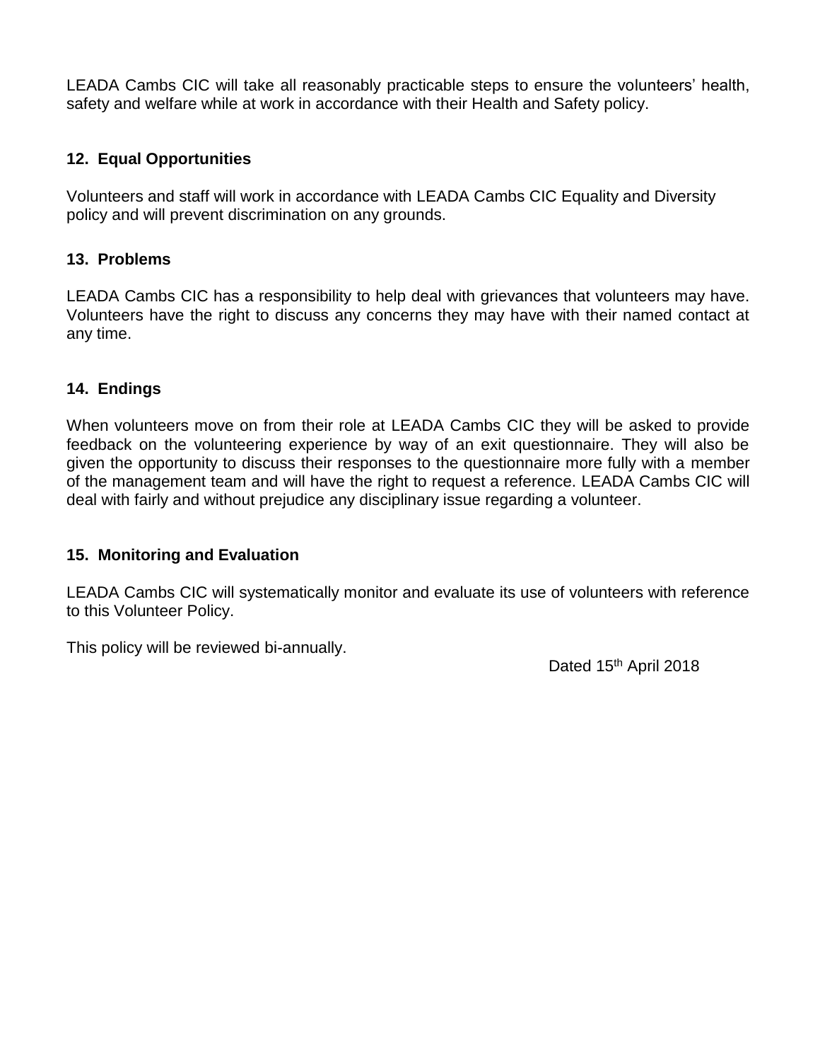LEADA Cambs CIC will take all reasonably practicable steps to ensure the volunteers' health, safety and welfare while at work in accordance with their Health and Safety policy.

### 12. Equal Opportunities

Volunteers and staff will work in accordance with LEADA Cambs CIC Equality and Diversity policy and will prevent discrimination on any grounds.

### 13. Problems

LEADA Cambs CIC has a responsibility to help deal with grievances that volunteers may have. Volunteers have the right to discuss any concerns they may have with their named contact at any time.

### 14. Endings

When volunteers move on from their role at LEADA Cambs CIC they will be asked to provide feedback on the volunteering experience by way of an exit questionnaire. They will also be given the opportunity to discuss their responses to the questionnaire more fully with a member of the management team and will have the right to request a reference. LEADA Cambs CIC will deal with fairly and without prejudice any disciplinary issue regarding a volunteer.

### 15. Monitoring and Evaluation

LEADA Cambs CIC will systematically monitor and evaluate its use of volunteers with reference to this Volunteer Policy.

This policy will be reviewed bi-annually.

Dated 15th April 2018